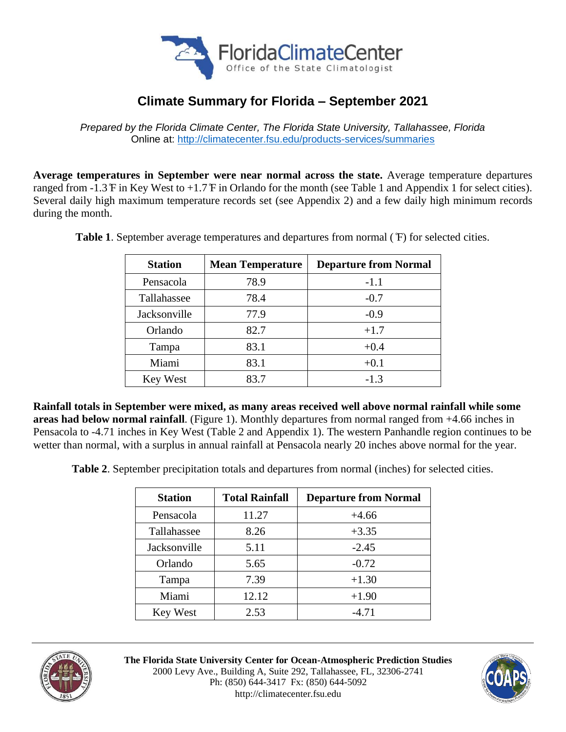# Climate Summary for Florida – September 2021

*Prepared by the Florida Climate Center, The Florida State University, Tallahassee, Florida*
Online at: http://climatecenter.fsu.edu/products-services/summaries

**Average temperatures in September were near normal across the state.** Average temperature departures ranged from -1.3℉ in Key West to +1.7℉ in Orlando for the month (see Table 1 and Appendix 1 for select cities). Several daily high maximum temperature records set (see Appendix 2) and a few daily high minimum records during the month.

**Table 1**. September average temperatures and departures from normal (℉) for selected cities.

| Station | Mean Temperature | Departure from Normal |
|---|---|---|
| Pensacola | 78.9 | -1.1 |
| Tallahassee | 78.4 | -0.7 |
| Jacksonville | 77.9 | -0.9 |
| Orlando | 82.7 | +1.7 |
| Tampa | 83.1 | +0.4 |
| Miami | 83.1 | +0.1 |
| Key West | 83.7 | -1.3 |

**Rainfall totals in September were mixed, as many areas received well above normal rainfall while some areas had below normal rainfall**. (Figure 1). Monthly departures from normal ranged from +4.66 inches in Pensacola to -4.71 inches in Key West (Table 2 and Appendix 1). The western Panhandle region continues to be wetter than normal, with a surplus in annual rainfall at Pensacola nearly 20 inches above normal for the year.

**Table 2**. September precipitation totals and departures from normal (inches) for selected cities.

| Station | Total Rainfall | Departure from Normal |
|---|---|---|
| Pensacola | 11.27 | +4.66 |
| Tallahassee | 8.26 | +3.35 |
| Jacksonville | 5.11 | -2.45 |
| Orlando | 5.65 | -0.72 |
| Tampa | 7.39 | +1.30 |
| Miami | 12.12 | +1.90 |
| Key West | 2.53 | -4.71 |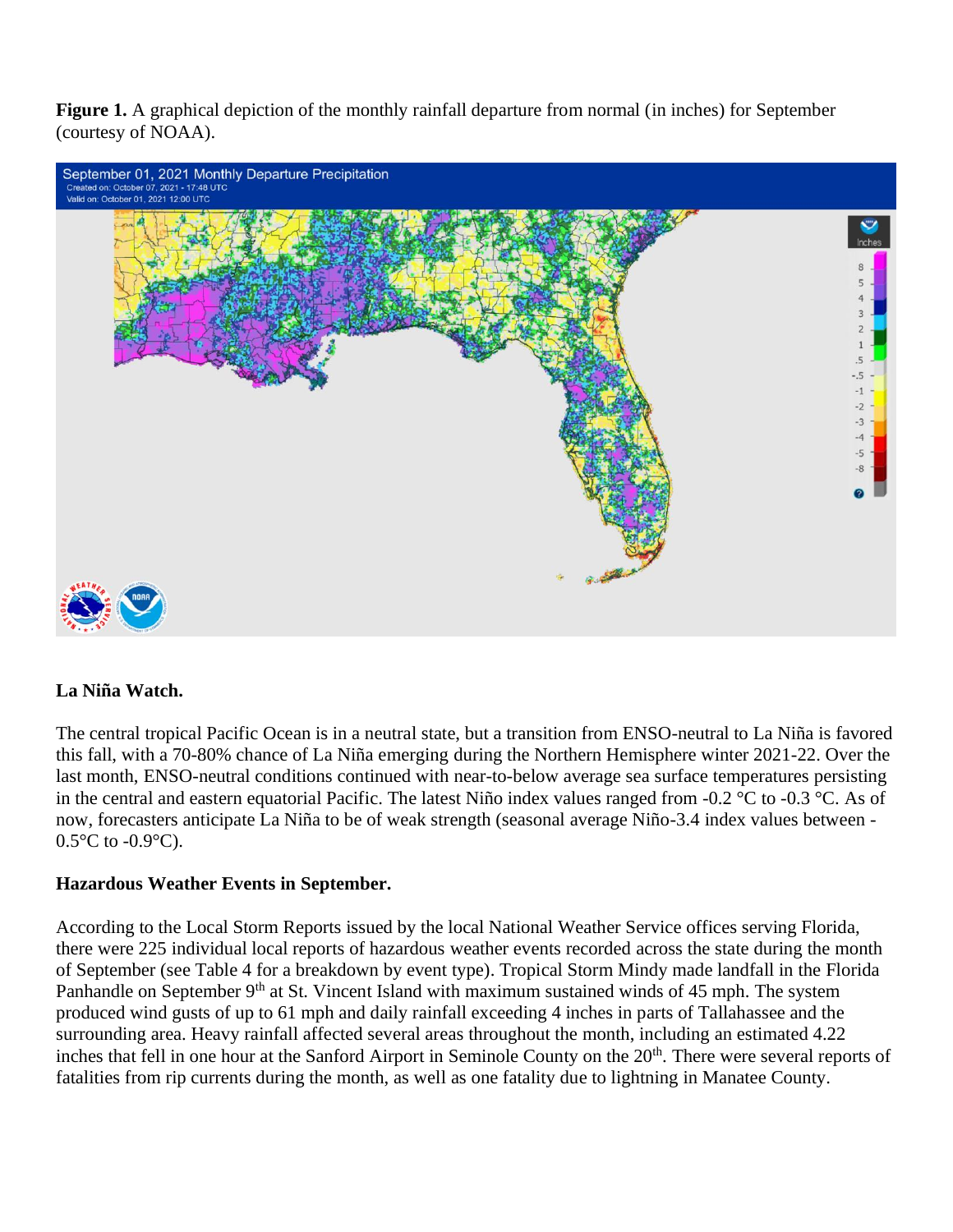**Figure 1.** A graphical depiction of the monthly rainfall departure from normal (in inches) for September (courtesy of NOAA).

**La Niña Watch.**

The central tropical Pacific Ocean is in a neutral state, but a transition from ENSO-neutral to La Niña is favored this fall, with a 70-80% chance of La Niña emerging during the Northern Hemisphere winter 2021-22. Over the last month, ENSO-neutral conditions continued with near-to-below average sea surface temperatures persisting in the central and eastern equatorial Pacific. The latest Niño index values ranged from -0.2 °C to -0.3 °C. As of now, forecasters anticipate La Niña to be of weak strength (seasonal average Niño-3.4 index values between -0.5°C to -0.9°C).

**Hazardous Weather Events in September.**

According to the Local Storm Reports issued by the local National Weather Service offices serving Florida, there were 225 individual local reports of hazardous weather events recorded across the state during the month of September (see Table 4 for a breakdown by event type). Tropical Storm Mindy made landfall in the Florida Panhandle on September 9th at St. Vincent Island with maximum sustained winds of 45 mph. The system produced wind gusts of up to 61 mph and daily rainfall exceeding 4 inches in parts of Tallahassee and the surrounding area. Heavy rainfall affected several areas throughout the month, including an estimated 4.22 inches that fell in one hour at the Sanford Airport in Seminole County on the 20th. There were several reports of fatalities from rip currents during the month, as well as one fatality due to lightning in Manatee County.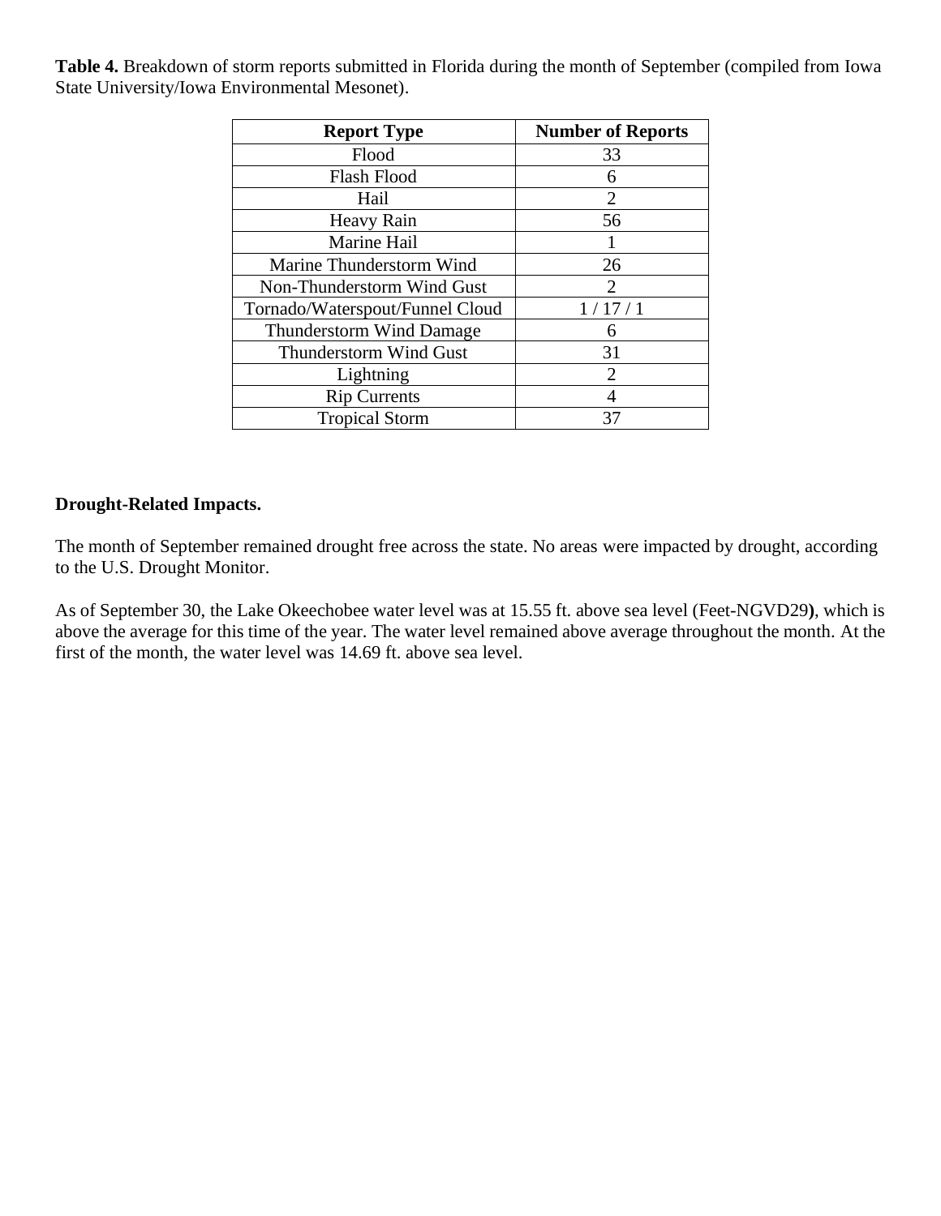**Table 4.** Breakdown of storm reports submitted in Florida during the month of September (compiled from Iowa State University/Iowa Environmental Mesonet).

| Report Type | Number of Reports |
|---|---|
| Flood | 33 |
| Flash Flood | 6 |
| Hail | 2 |
| Heavy Rain | 56 |
| Marine Hail | 1 |
| Marine Thunderstorm Wind | 26 |
| Non-Thunderstorm Wind Gust | 2 |
| Tornado/Waterspout/Funnel Cloud | 1 / 17 / 1 |
| Thunderstorm Wind Damage | 6 |
| Thunderstorm Wind Gust | 31 |
| Lightning | 2 |
| Rip Currents | 4 |
| Tropical Storm | 37 |

**Drought-Related Impacts.**

The month of September remained drought free across the state. No areas were impacted by drought, according to the U.S. Drought Monitor.

As of September 30, the Lake Okeechobee water level was at 15.55 ft. above sea level (Feet-NGVD29**)**, which is above the average for this time of the year. The water level remained above average throughout the month. At the first of the month, the water level was 14.69 ft. above sea level.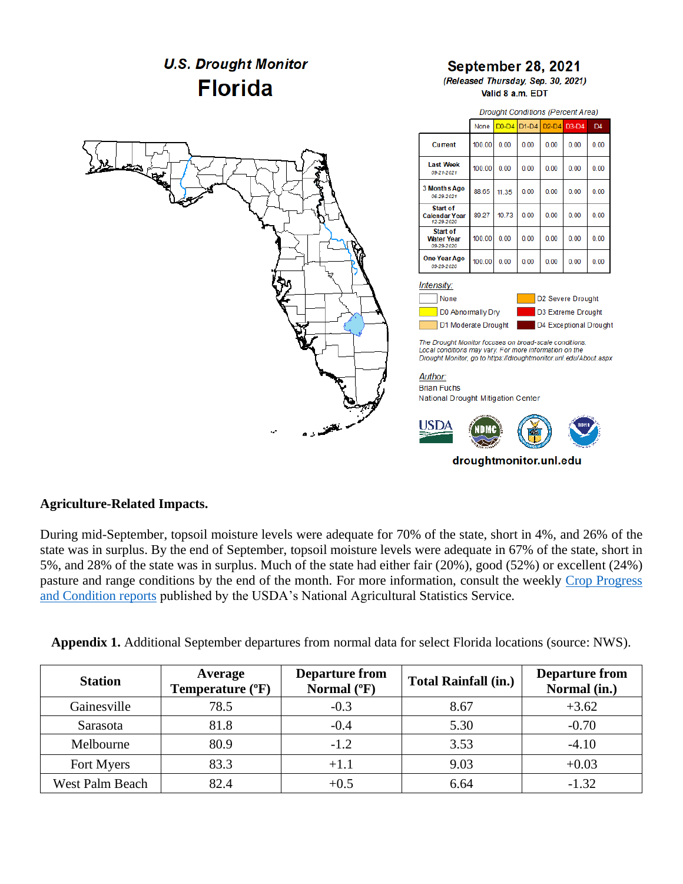**U.S. Drought Monitor**
**Florida**

**September 28, 2021**
*(Released Thursday, Sep. 30, 2021)*
Valid 8 a.m. EDT

*Drought Conditions (Percent Area)*

| | None | D0-D4 | D1-D4 | D2-D4 | D3-D4 | D4 |
|---|---|---|---|---|---|---|
| Current | 100.00 | 0.00 | 0.00 | 0.00 | 0.00 | 0.00 |
| Last Week 09-21-2021 | 100.00 | 0.00 | 0.00 | 0.00 | 0.00 | 0.00 |
| 3 Months Ago 06-29-2021 | 88.65 | 11.35 | 0.00 | 0.00 | 0.00 | 0.00 |
| Start of Calendar Year 12-29-2020 | 89.27 | 10.73 | 0.00 | 0.00 | 0.00 | 0.00 |
| Start of Water Year 09-29-2020 | 100.00 | 0.00 | 0.00 | 0.00 | 0.00 | 0.00 |
| One Year Ago 09-29-2020 | 100.00 | 0.00 | 0.00 | 0.00 | 0.00 | 0.00 |

*Intensity:*
- None
- D0 Abnormally Dry
- D1 Moderate Drought
- D2 Severe Drought
- D3 Extreme Drought
- D4 Exceptional Drought

*The Drought Monitor focuses on broad-scale conditions. Local conditions may vary. For more information on the Drought Monitor, go to https://droughtmonitor.unl.edu/About.aspx*

*Author:*
Brian Fuchs
National Drought Mitigation Center

droughtmonitor.unl.edu

**Agriculture-Related Impacts.**

During mid-September, topsoil moisture levels were adequate for 70% of the state, short in 4%, and 26% of the state was in surplus. By the end of September, topsoil moisture levels were adequate in 67% of the state, short in 5%, and 28% of the state was in surplus. Much of the state had either fair (20%), good (52%) or excellent (24%) pasture and range conditions by the end of the month. For more information, consult the weekly Crop Progress and Condition reports published by the USDA's National Agricultural Statistics Service.

**Appendix 1.** Additional September departures from normal data for select Florida locations (source: NWS).

| Station | Average Temperature (ºF) | Departure from Normal (ºF) | Total Rainfall (in.) | Departure from Normal (in.) |
|---|---|---|---|---|
| Gainesville | 78.5 | -0.3 | 8.67 | +3.62 |
| Sarasota | 81.8 | -0.4 | 5.30 | -0.70 |
| Melbourne | 80.9 | -1.2 | 3.53 | -4.10 |
| Fort Myers | 83.3 | +1.1 | 9.03 | +0.03 |
| West Palm Beach | 82.4 | +0.5 | 6.64 | -1.32 |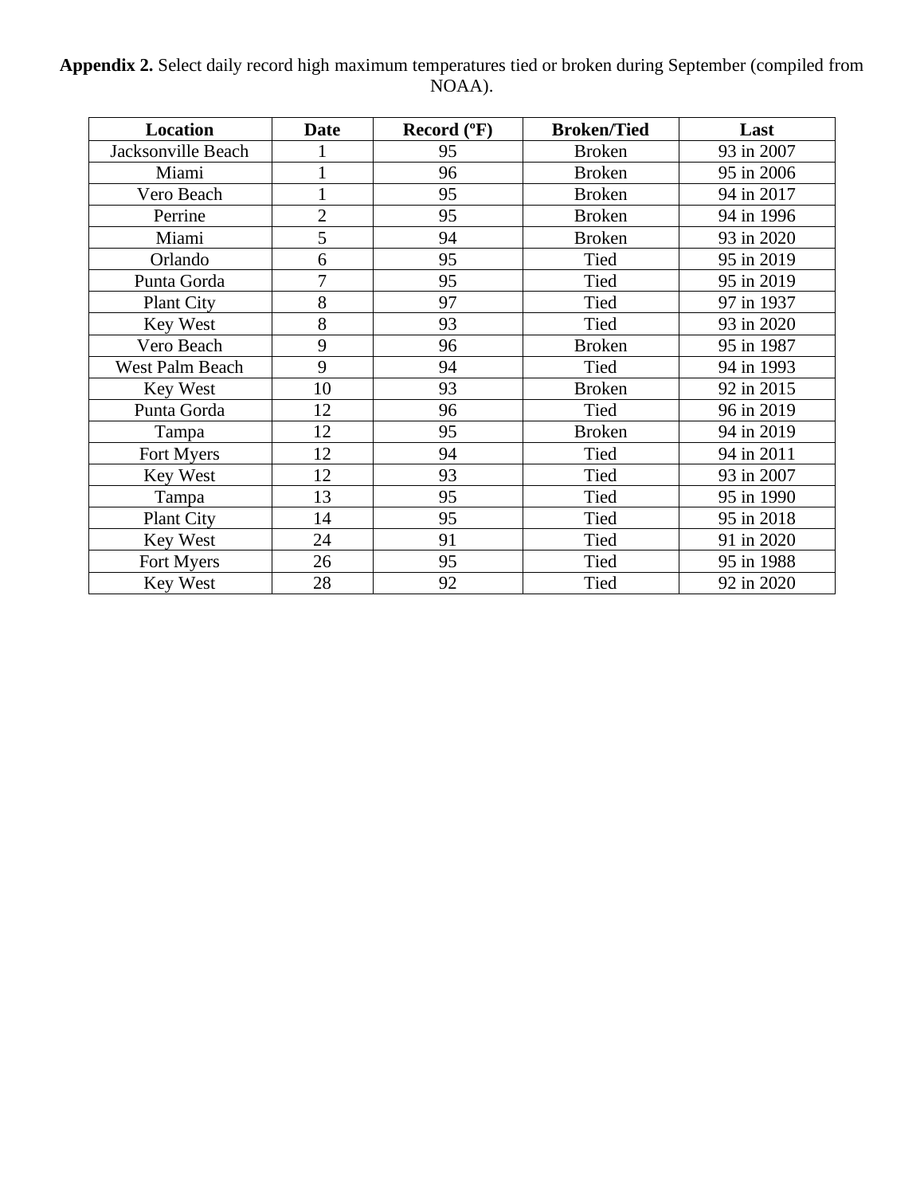**Appendix 2.** Select daily record high maximum temperatures tied or broken during September (compiled from NOAA).

| Location | Date | Record (ºF) | Broken/Tied | Last |
|---|---|---|---|---|
| Jacksonville Beach | 1 | 95 | Broken | 93 in 2007 |
| Miami | 1 | 96 | Broken | 95 in 2006 |
| Vero Beach | 1 | 95 | Broken | 94 in 2017 |
| Perrine | 2 | 95 | Broken | 94 in 1996 |
| Miami | 5 | 94 | Broken | 93 in 2020 |
| Orlando | 6 | 95 | Tied | 95 in 2019 |
| Punta Gorda | 7 | 95 | Tied | 95 in 2019 |
| Plant City | 8 | 97 | Tied | 97 in 1937 |
| Key West | 8 | 93 | Tied | 93 in 2020 |
| Vero Beach | 9 | 96 | Broken | 95 in 1987 |
| West Palm Beach | 9 | 94 | Tied | 94 in 1993 |
| Key West | 10 | 93 | Broken | 92 in 2015 |
| Punta Gorda | 12 | 96 | Tied | 96 in 2019 |
| Tampa | 12 | 95 | Broken | 94 in 2019 |
| Fort Myers | 12 | 94 | Tied | 94 in 2011 |
| Key West | 12 | 93 | Tied | 93 in 2007 |
| Tampa | 13 | 95 | Tied | 95 in 1990 |
| Plant City | 14 | 95 | Tied | 95 in 2018 |
| Key West | 24 | 91 | Tied | 91 in 2020 |
| Fort Myers | 26 | 95 | Tied | 95 in 1988 |
| Key West | 28 | 92 | Tied | 92 in 2020 |